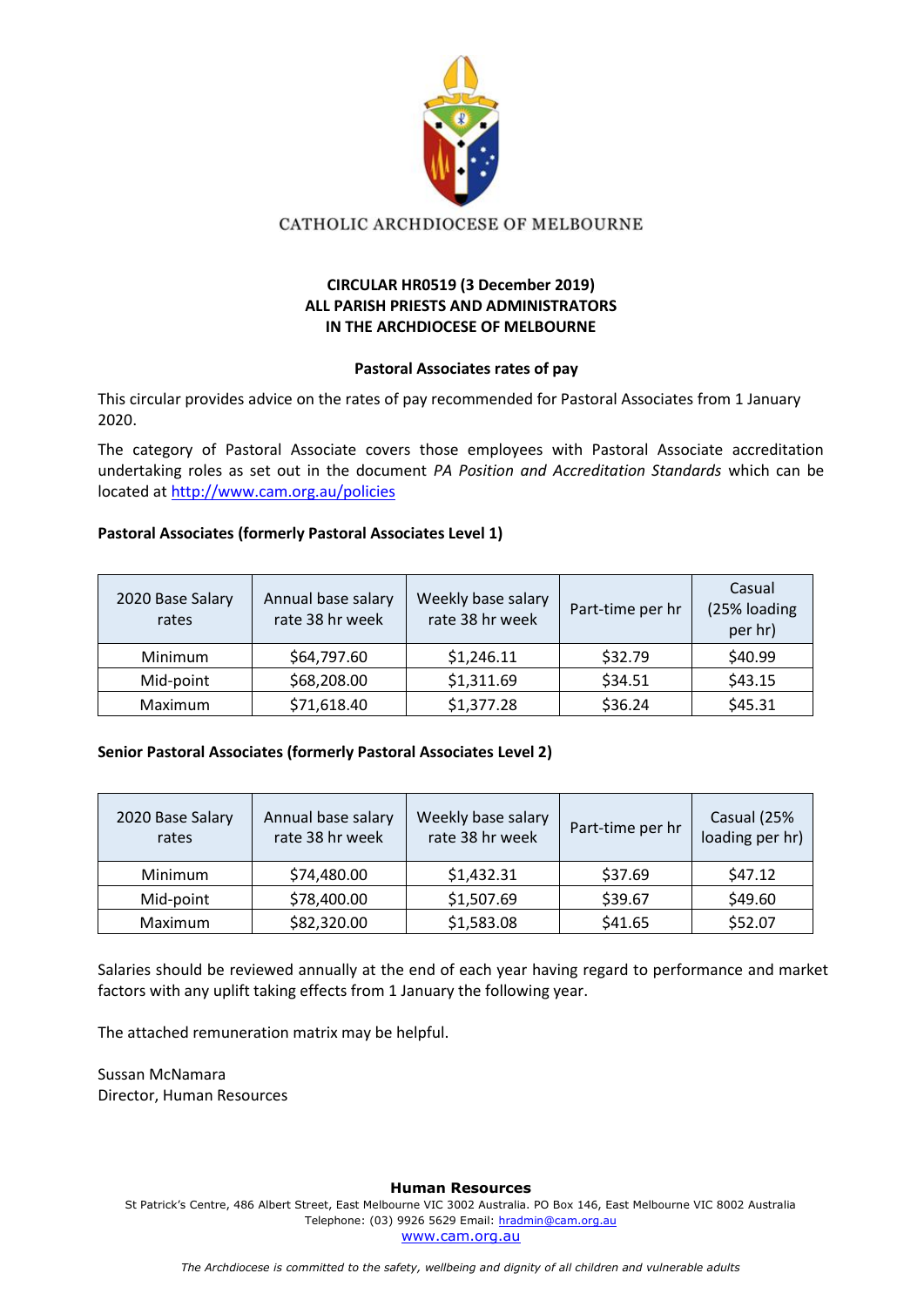CATHOLIC ARCHDIOCESE OF MELBOURNE

**CIRCULAR HR0519 (3 December 2019)**
**ALL PARISH PRIESTS AND ADMINISTRATORS**
**IN THE ARCHDIOCESE OF MELBOURNE**

**Pastoral Associates rates of pay**

This circular provides advice on the rates of pay recommended for Pastoral Associates from 1 January 2020.

The category of Pastoral Associate covers those employees with Pastoral Associate accreditation undertaking roles as set out in the document *PA Position and Accreditation Standards* which can be located at http://www.cam.org.au/policies

**Pastoral Associates (formerly Pastoral Associates Level 1)**

| 2020 Base Salary rates | Annual base salary rate 38 hr week | Weekly base salary rate 38 hr week | Part-time per hr | Casual (25% loading per hr) |
|---|---|---|---|---|
| Minimum | $64,797.60 | $1,246.11 | $32.79 | $40.99 |
| Mid-point | $68,208.00 | $1,311.69 | $34.51 | $43.15 |
| Maximum | $71,618.40 | $1,377.28 | $36.24 | $45.31 |

**Senior Pastoral Associates (formerly Pastoral Associates Level 2)**

| 2020 Base Salary rates | Annual base salary rate 38 hr week | Weekly base salary rate 38 hr week | Part-time per hr | Casual (25% loading per hr) |
|---|---|---|---|---|
| Minimum | $74,480.00 | $1,432.31 | $37.69 | $47.12 |
| Mid-point | $78,400.00 | $1,507.69 | $39.67 | $49.60 |
| Maximum | $82,320.00 | $1,583.08 | $41.65 | $52.07 |

Salaries should be reviewed annually at the end of each year having regard to performance and market factors with any uplift taking effects from 1 January the following year.

The attached remuneration matrix may be helpful.

Sussan McNamara
Director, Human Resources

**Human Resources**
St Patrick's Centre, 486 Albert Street, East Melbourne VIC 3002 Australia. PO Box 146, East Melbourne VIC 8002 Australia
Telephone: (03) 9926 5629 Email: hradmin@cam.org.au
www.cam.org.au

*The Archdiocese is committed to the safety, wellbeing and dignity of all children and vulnerable adults*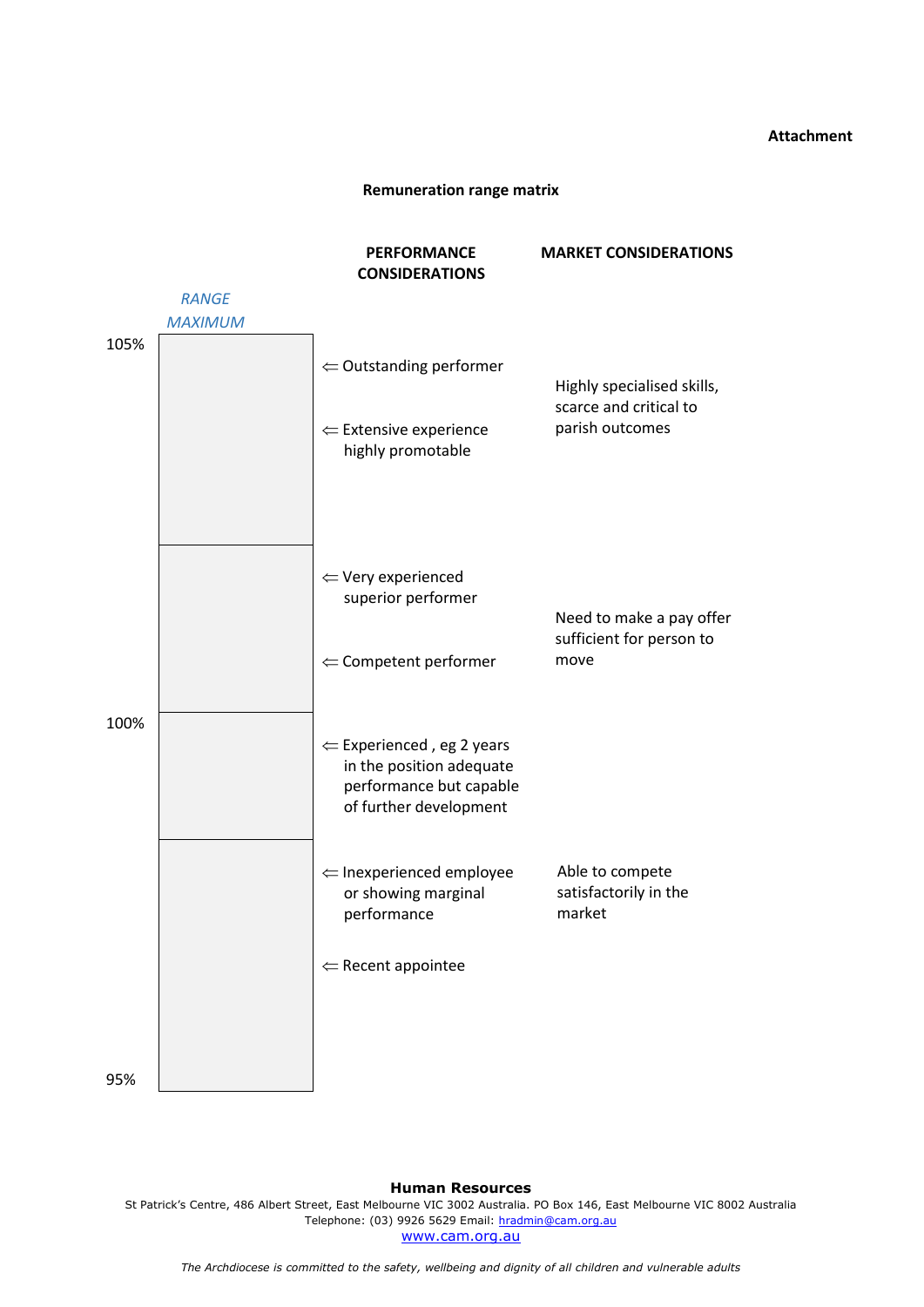**Attachment**

## Remuneration range matrix

**PERFORMANCE CONSIDERATIONS** | **MARKET CONSIDERATIONS**

*RANGE MAXIMUM*

105%

⇐ Outstanding performer

⇐ Extensive experience highly promotable

Highly specialised skills, scarce and critical to parish outcomes

⇐ Very experienced superior performer

⇐ Competent performer

Need to make a pay offer sufficient for person to move

100%

⇐ Experienced , eg 2 years in the position adequate performance but capable of further development

⇐ Inexperienced employee or showing marginal performance

⇐ Recent appointee

Able to compete satisfactorily in the market

95%

**Human Resources**
St Patrick's Centre, 486 Albert Street, East Melbourne VIC 3002 Australia. PO Box 146, East Melbourne VIC 8002 Australia
Telephone: (03) 9926 5629 Email: hradmin@cam.org.au
www.cam.org.au

*The Archdiocese is committed to the safety, wellbeing and dignity of all children and vulnerable adults*